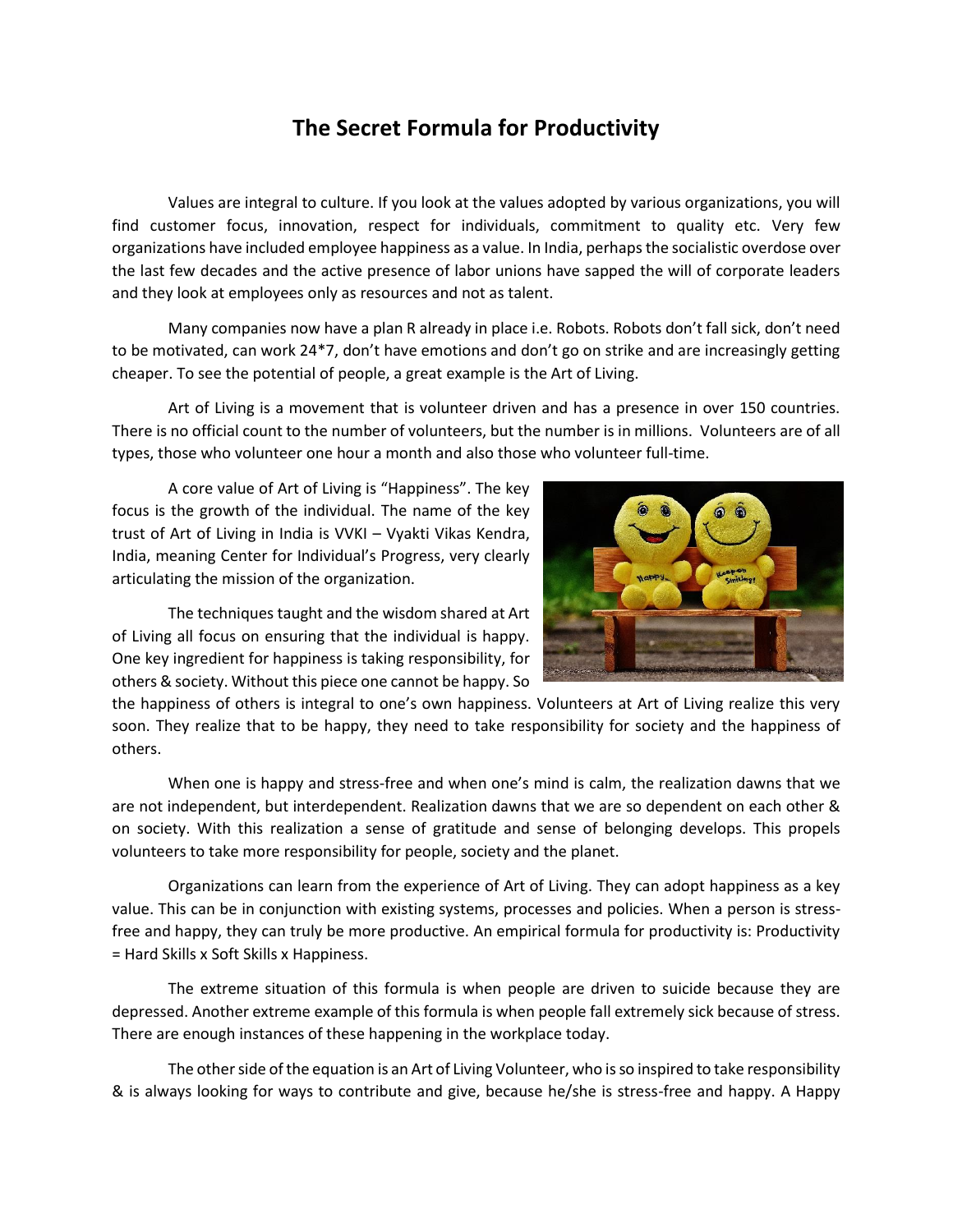# The Secret Formula for Productivity

Values are integral to culture. If you look at the values adopted by various organizations, you will find customer focus, innovation, respect for individuals, commitment to quality etc. Very few organizations have included employee happiness as a value. In India, perhaps the socialistic overdose over the last few decades and the active presence of labor unions have sapped the will of corporate leaders and they look at employees only as resources and not as talent.

Many companies now have a plan R already in place i.e. Robots. Robots don't fall sick, don't need to be motivated, can work 24*7, don't have emotions and don't go on strike and are increasingly getting cheaper. To see the potential of people, a great example is the Art of Living.

Art of Living is a movement that is volunteer driven and has a presence in over 150 countries. There is no official count to the number of volunteers, but the number is in millions. Volunteers are of all types, those who volunteer one hour a month and also those who volunteer full-time.

A core value of Art of Living is "Happiness". The key focus is the growth of the individual. The name of the key trust of Art of Living in India is VVKI – Vyakti Vikas Kendra, India, meaning Center for Individual's Progress, very clearly articulating the mission of the organization.

The techniques taught and the wisdom shared at Art of Living all focus on ensuring that the individual is happy. One key ingredient for happiness is taking responsibility, for others & society. Without this piece one cannot be happy. So the happiness of others is integral to one's own happiness. Volunteers at Art of Living realize this very soon. They realize that to be happy, they need to take responsibility for society and the happiness of others.

When one is happy and stress-free and when one's mind is calm, the realization dawns that we are not independent, but interdependent. Realization dawns that we are so dependent on each other & on society. With this realization a sense of gratitude and sense of belonging develops. This propels volunteers to take more responsibility for people, society and the planet.

Organizations can learn from the experience of Art of Living. They can adopt happiness as a key value. This can be in conjunction with existing systems, processes and policies. When a person is stress-free and happy, they can truly be more productive. An empirical formula for productivity is: Productivity = Hard Skills x Soft Skills x Happiness.

The extreme situation of this formula is when people are driven to suicide because they are depressed. Another extreme example of this formula is when people fall extremely sick because of stress. There are enough instances of these happening in the workplace today.

The other side of the equation is an Art of Living Volunteer, who is so inspired to take responsibility & is always looking for ways to contribute and give, because he/she is stress-free and happy. A Happy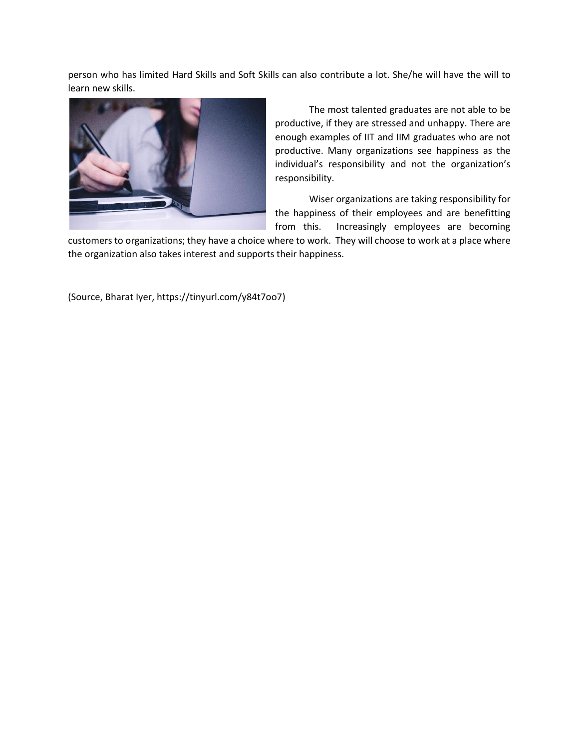person who has limited Hard Skills and Soft Skills can also contribute a lot. She/he will have the will to learn new skills.

The most talented graduates are not able to be productive, if they are stressed and unhappy. There are enough examples of IIT and IIM graduates who are not productive. Many organizations see happiness as the individual's responsibility and not the organization's responsibility.

Wiser organizations are taking responsibility for the happiness of their employees and are benefitting from this. Increasingly employees are becoming customers to organizations; they have a choice where to work. They will choose to work at a place where the organization also takes interest and supports their happiness.

(Source, Bharat Iyer, https://tinyurl.com/y84t7oo7)